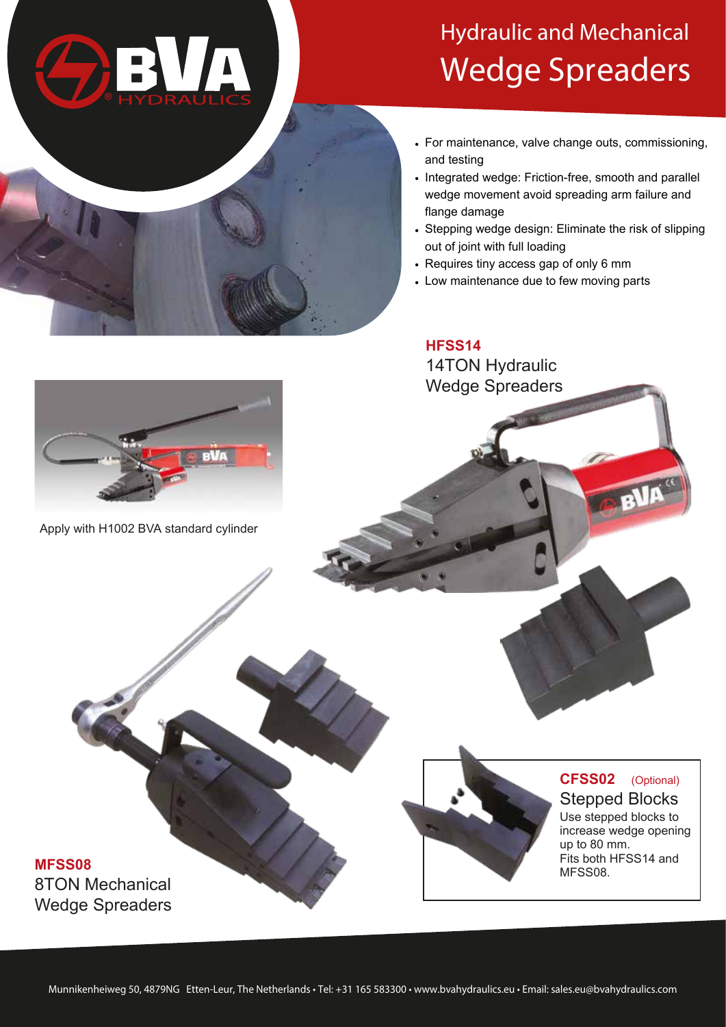# Hydraulic and Mechanical Wedge Spreaders

- For maintenance, valve change outs, commissioning, and testing
- Integrated wedge: Friction-free, smooth and parallel wedge movement avoid spreading arm failure and flange damage
- Stepping wedge design: Eliminate the risk of slipping out of joint with full loading
- Requires tiny access gap of only 6 mm
- Low maintenance due to few moving parts

**HFSS14**
14TON Hydraulic Wedge Spreaders

Apply with H1002 BVA standard cylinder

**MFSS08**
8TON Mechanical Wedge Spreaders

**CFSS02** (Optional)
Stepped Blocks
Use stepped blocks to increase wedge opening up to 80 mm.
Fits both HFSS14 and MFSS08.

Munnikenheiweg 50, 4879NG Etten-Leur, The Netherlands • Tel: +31 165 583300 • www.bvahydraulics.eu • Email: sales.eu@bvahydraulics.com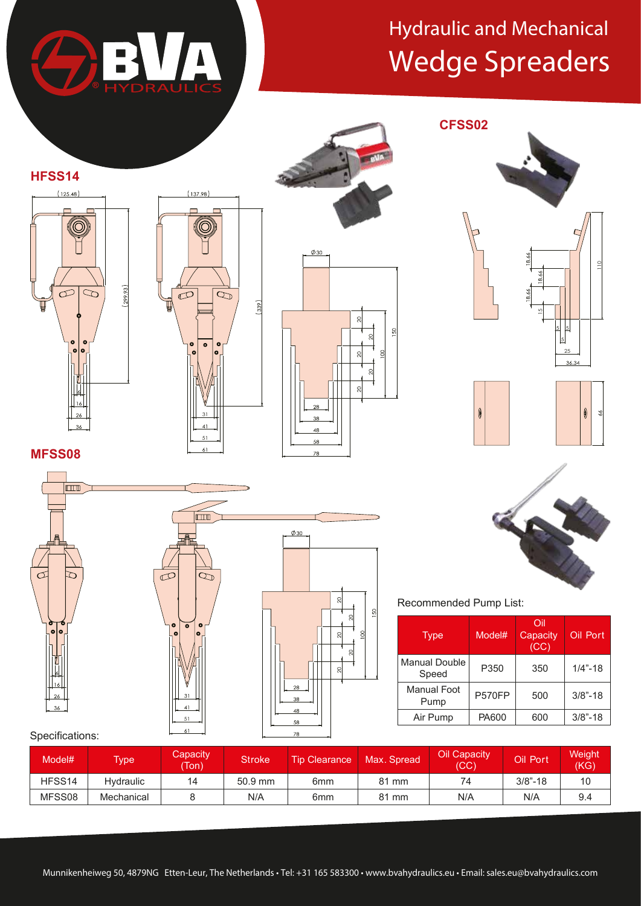# Hydraulic and Mechanical Wedge Spreaders

## HFSS14

(125.48)

(299.93)

(137.98)

(339)

6
16
26
36

31
41
51
61

Ø30

20
20
20
20
20
100
150

28
38
48
58
78

## CFSS02

18.66
18.66
18.66
1.5
110
5
5
10
25
36.34
66

## MFSS08

6
16
26
36

31
41
51
61

Ø30

20
20
20
20
20
100
150

28
38
48
58
78

Recommended Pump List:

| Type | Model# | Oil Capacity (CC) | Oil Port |
|---|---|---|---|
| Manual Double Speed | P350 | 350 | 1/4"-18 |
| Manual Foot Pump | P570FP | 500 | 3/8"-18 |
| Air Pump | PA600 | 600 | 3/8"-18 |

Specifications:

| Model# | Type | Capacity (Ton) | Stroke | Tip Clearance | Max. Spread | Oil Capacity (CC) | Oil Port | Weight (KG) |
|---|---|---|---|---|---|---|---|---|
| HFSS14 | Hydraulic | 14 | 50.9 mm | 6mm | 81 mm | 74 | 3/8"-18 | 10 |
| MFSS08 | Mechanical | 8 | N/A | 6mm | 81 mm | N/A | N/A | 9.4 |

Munnikenheiweg 50, 4879NG Etten-Leur, The Netherlands • Tel: +31 165 583300 • www.bvahydraulics.eu • Email: sales.eu@bvahydraulics.com